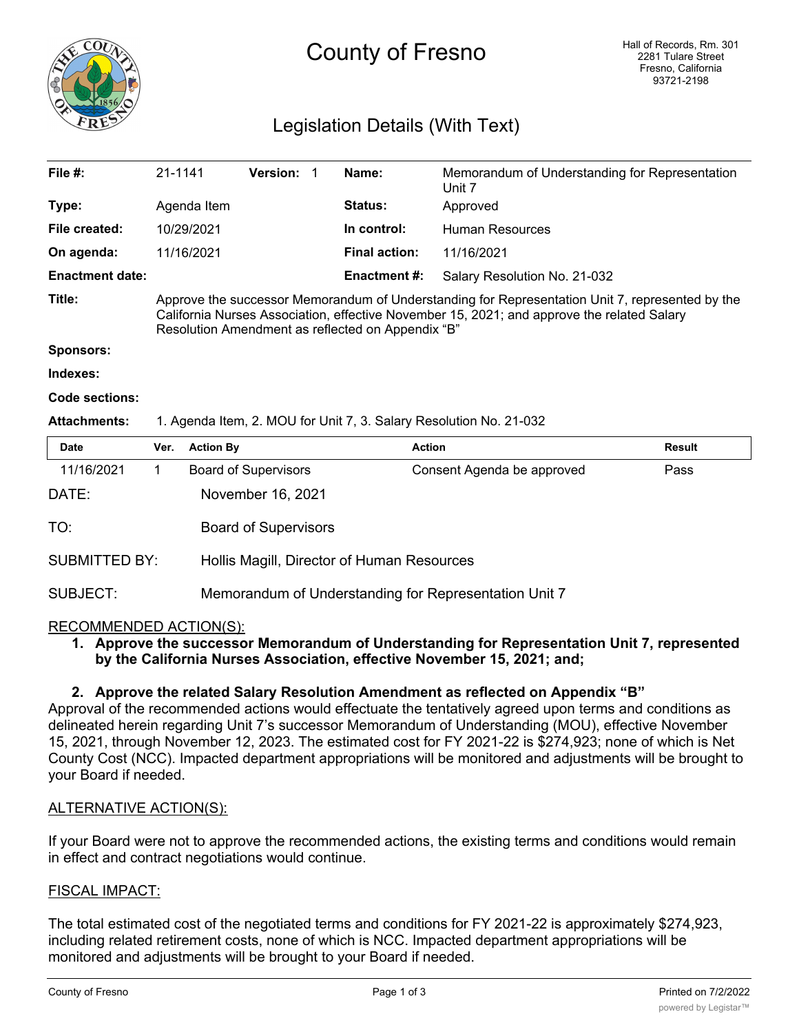# County of Fresno

Hall of Records, Rm. 301
2281 Tulare Street
Fresno, California
93721-2198

## Legislation Details (With Text)

| | | | | | |
|---|---|---|---|---|---|
| **File #:** | 21-1141 | **Version:** 1 | | **Name:** | Memorandum of Understanding for Representation Unit 7 |
| **Type:** | Agenda Item | | | **Status:** | Approved |
| **File created:** | 10/29/2021 | | | **In control:** | Human Resources |
| **On agenda:** | 11/16/2021 | | | **Final action:** | 11/16/2021 |
| **Enactment date:** | | | | **Enactment #:** | Salary Resolution No. 21-032 |

**Title:** Approve the successor Memorandum of Understanding for Representation Unit 7, represented by the California Nurses Association, effective November 15, 2021; and approve the related Salary Resolution Amendment as reflected on Appendix "B"

**Sponsors:**

**Indexes:**

**Code sections:**

**Attachments:** 1. Agenda Item, 2. MOU for Unit 7, 3. Salary Resolution No. 21-032

| Date | Ver. | Action By | Action | Result |
|---|---|---|---|---|
| 11/16/2021 | 1 | Board of Supervisors | Consent Agenda be approved | Pass |

DATE: November 16, 2021

TO: Board of Supervisors

SUBMITTED BY: Hollis Magill, Director of Human Resources

SUBJECT: Memorandum of Understanding for Representation Unit 7

RECOMMENDED ACTION(S):

1. **Approve the successor Memorandum of Understanding for Representation Unit 7, represented by the California Nurses Association, effective November 15, 2021; and;**

2. **Approve the related Salary Resolution Amendment as reflected on Appendix "B"**

Approval of the recommended actions would effectuate the tentatively agreed upon terms and conditions as delineated herein regarding Unit 7's successor Memorandum of Understanding (MOU), effective November 15, 2021, through November 12, 2023. The estimated cost for FY 2021-22 is $274,923; none of which is Net County Cost (NCC). Impacted department appropriations will be monitored and adjustments will be brought to your Board if needed.

ALTERNATIVE ACTION(S):

If your Board were not to approve the recommended actions, the existing terms and conditions would remain in effect and contract negotiations would continue.

FISCAL IMPACT:

The total estimated cost of the negotiated terms and conditions for FY 2021-22 is approximately $274,923, including related retirement costs, none of which is NCC. Impacted department appropriations will be monitored and adjustments will be brought to your Board if needed.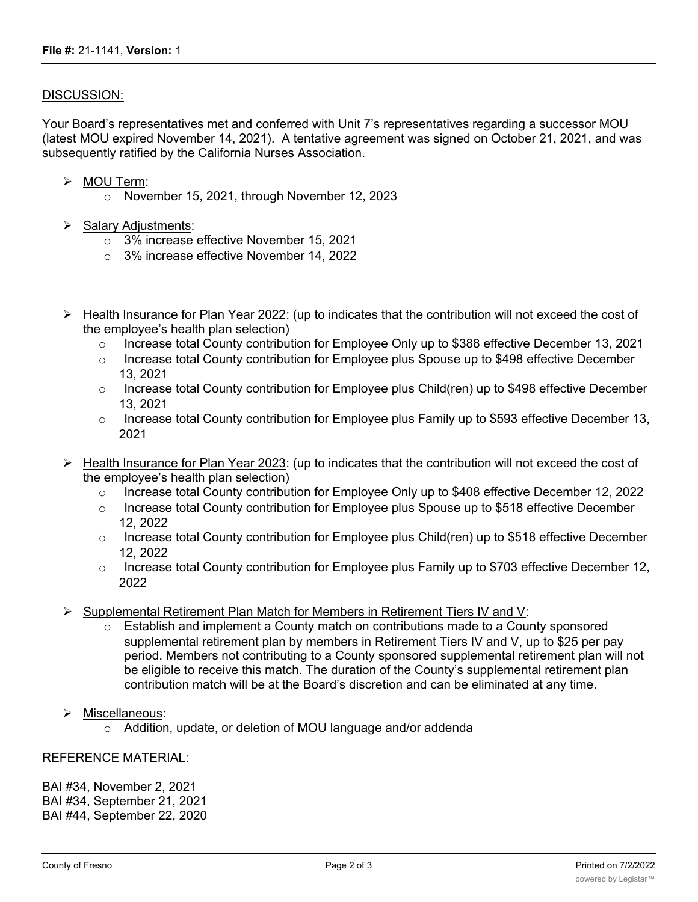**File #:** 21-1141, **Version:** 1

DISCUSSION:

Your Board's representatives met and conferred with Unit 7's representatives regarding a successor MOU (latest MOU expired November 14, 2021). A tentative agreement was signed on October 21, 2021, and was subsequently ratified by the California Nurses Association.

- MOU Term:
  - November 15, 2021, through November 12, 2023

- Salary Adjustments:
  - 3% increase effective November 15, 2021
  - 3% increase effective November 14, 2022

- Health Insurance for Plan Year 2022: (up to indicates that the contribution will not exceed the cost of the employee's health plan selection)
  - Increase total County contribution for Employee Only up to $388 effective December 13, 2021
  - Increase total County contribution for Employee plus Spouse up to $498 effective December 13, 2021
  - Increase total County contribution for Employee plus Child(ren) up to $498 effective December 13, 2021
  - Increase total County contribution for Employee plus Family up to $593 effective December 13, 2021

- Health Insurance for Plan Year 2023: (up to indicates that the contribution will not exceed the cost of the employee's health plan selection)
  - Increase total County contribution for Employee Only up to $408 effective December 12, 2022
  - Increase total County contribution for Employee plus Spouse up to $518 effective December 12, 2022
  - Increase total County contribution for Employee plus Child(ren) up to $518 effective December 12, 2022
  - Increase total County contribution for Employee plus Family up to $703 effective December 12, 2022

- Supplemental Retirement Plan Match for Members in Retirement Tiers IV and V:
  - Establish and implement a County match on contributions made to a County sponsored supplemental retirement plan by members in Retirement Tiers IV and V, up to $25 per pay period. Members not contributing to a County sponsored supplemental retirement plan will not be eligible to receive this match. The duration of the County's supplemental retirement plan contribution match will be at the Board's discretion and can be eliminated at any time.

- Miscellaneous:
  - Addition, update, or deletion of MOU language and/or addenda

REFERENCE MATERIAL:

BAI #34, November 2, 2021
BAI #34, September 21, 2021
BAI #44, September 22, 2020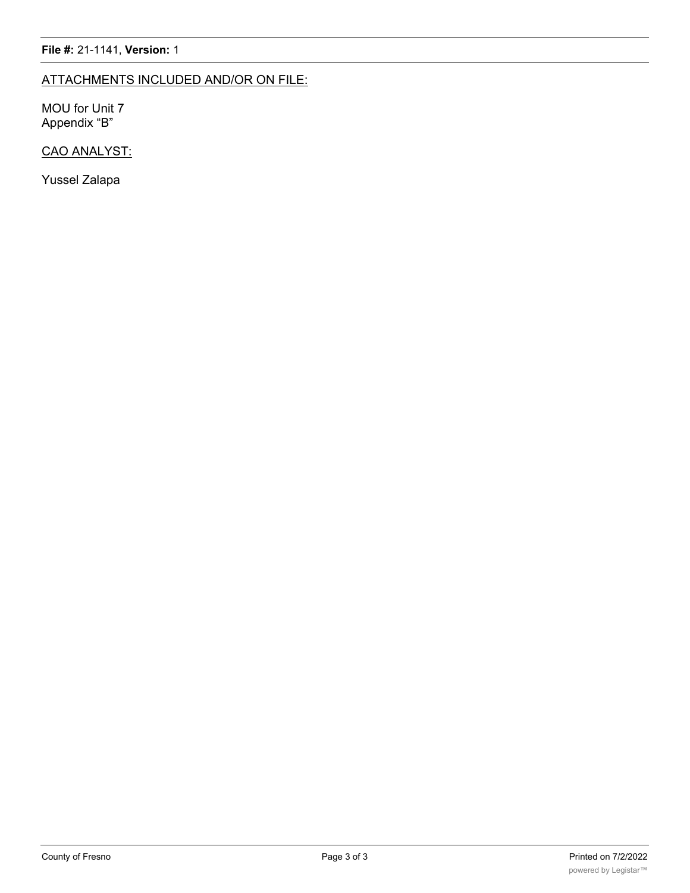ATTACHMENTS INCLUDED AND/OR ON FILE:

MOU for Unit 7
Appendix “B”

CAO ANALYST:

Yussel Zalapa